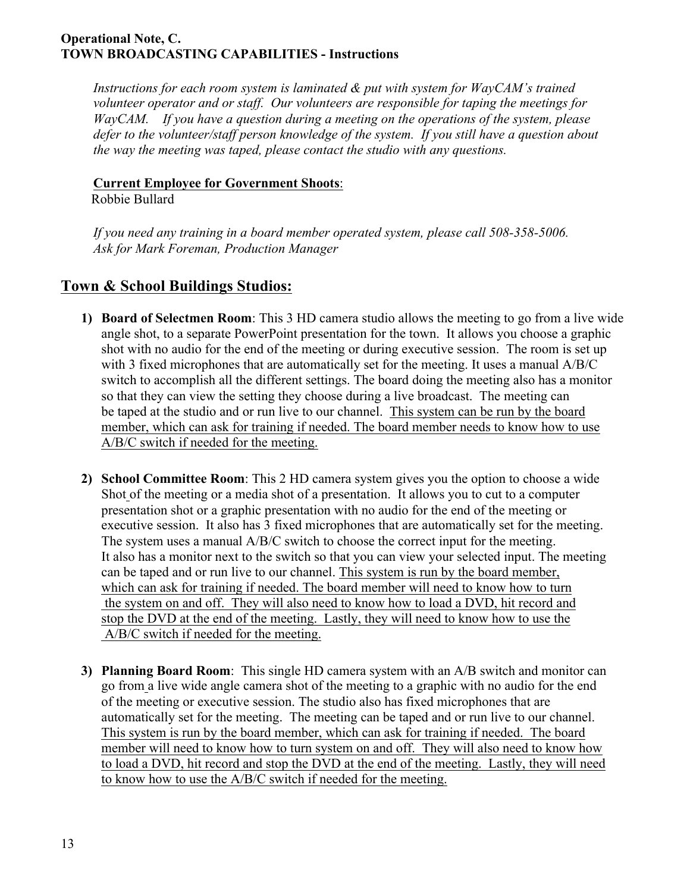**Operational Note, C.**
**TOWN BROADCASTING CAPABILITIES - Instructions**

*Instructions for each room system is laminated & put with system for WayCAM's trained volunteer operator and or staff. Our volunteers are responsible for taping the meetings for WayCAM. If you have a question during a meeting on the operations of the system, please defer to the volunteer/staff person knowledge of the system. If you still have a question about the way the meeting was taped, please contact the studio with any questions.*

**Current Employee for Government Shoots**:
Robbie Bullard

*If you need any training in a board member operated system, please call 508-358-5006. Ask for Mark Foreman, Production Manager*

## Town & School Buildings Studios:

1) **Board of Selectmen Room**: This 3 HD camera studio allows the meeting to go from a live wide angle shot, to a separate PowerPoint presentation for the town. It allows you choose a graphic shot with no audio for the end of the meeting or during executive session. The room is set up with 3 fixed microphones that are automatically set for the meeting. It uses a manual A/B/C switch to accomplish all the different settings. The board doing the meeting also has a monitor so that they can view the setting they choose during a live broadcast. The meeting can be taped at the studio and or run live to our channel. This system can be run by the board member, which can ask for training if needed. The board member needs to know how to use A/B/C switch if needed for the meeting.

2) **School Committee Room**: This 2 HD camera system gives you the option to choose a wide Shot of the meeting or a media shot of a presentation. It allows you to cut to a computer presentation shot or a graphic presentation with no audio for the end of the meeting or executive session. It also has 3 fixed microphones that are automatically set for the meeting. The system uses a manual A/B/C switch to choose the correct input for the meeting. It also has a monitor next to the switch so that you can view your selected input. The meeting can be taped and or run live to our channel. This system is run by the board member, which can ask for training if needed. The board member will need to know how to turn the system on and off. They will also need to know how to load a DVD, hit record and stop the DVD at the end of the meeting. Lastly, they will need to know how to use the A/B/C switch if needed for the meeting.

3) **Planning Board Room**: This single HD camera system with an A/B switch and monitor can go from a live wide angle camera shot of the meeting to a graphic with no audio for the end of the meeting or executive session. The studio also has fixed microphones that are automatically set for the meeting. The meeting can be taped and or run live to our channel. This system is run by the board member, which can ask for training if needed. The board member will need to know how to turn system on and off. They will also need to know how to load a DVD, hit record and stop the DVD at the end of the meeting. Lastly, they will need to know how to use the A/B/C switch if needed for the meeting.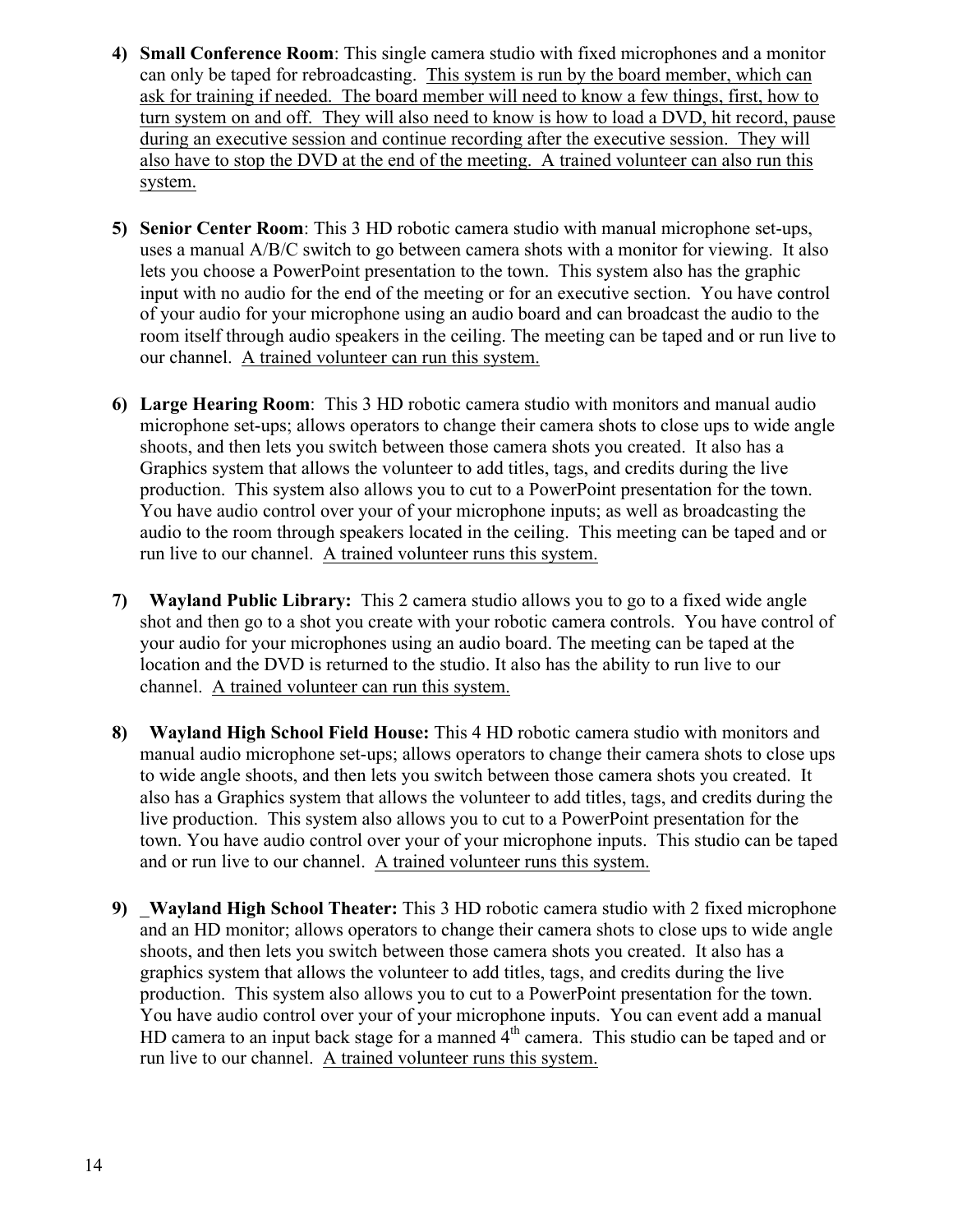4) **Small Conference Room**: This single camera studio with fixed microphones and a monitor can only be taped for rebroadcasting. This system is run by the board member, which can ask for training if needed. The board member will need to know a few things, first, how to turn system on and off. They will also need to know is how to load a DVD, hit record, pause during an executive session and continue recording after the executive session. They will also have to stop the DVD at the end of the meeting. A trained volunteer can also run this system.

5) **Senior Center Room**: This 3 HD robotic camera studio with manual microphone set-ups, uses a manual A/B/C switch to go between camera shots with a monitor for viewing. It also lets you choose a PowerPoint presentation to the town. This system also has the graphic input with no audio for the end of the meeting or for an executive section. You have control of your audio for your microphone using an audio board and can broadcast the audio to the room itself through audio speakers in the ceiling. The meeting can be taped and or run live to our channel. A trained volunteer can run this system.

6) **Large Hearing Room**: This 3 HD robotic camera studio with monitors and manual audio microphone set-ups; allows operators to change their camera shots to close ups to wide angle shoots, and then lets you switch between those camera shots you created. It also has a Graphics system that allows the volunteer to add titles, tags, and credits during the live production. This system also allows you to cut to a PowerPoint presentation for the town. You have audio control over your of your microphone inputs; as well as broadcasting the audio to the room through speakers located in the ceiling. This meeting can be taped and or run live to our channel. A trained volunteer runs this system.

7) **Wayland Public Library:** This 2 camera studio allows you to go to a fixed wide angle shot and then go to a shot you create with your robotic camera controls. You have control of your audio for your microphones using an audio board. The meeting can be taped at the location and the DVD is returned to the studio. It also has the ability to run live to our channel. A trained volunteer can run this system.

8) **Wayland High School Field House:** This 4 HD robotic camera studio with monitors and manual audio microphone set-ups; allows operators to change their camera shots to close ups to wide angle shoots, and then lets you switch between those camera shots you created. It also has a Graphics system that allows the volunteer to add titles, tags, and credits during the live production. This system also allows you to cut to a PowerPoint presentation for the town. You have audio control over your of your microphone inputs. This studio can be taped and or run live to our channel. A trained volunteer runs this system.

9) _**Wayland High School Theater:** This 3 HD robotic camera studio with 2 fixed microphone and an HD monitor; allows operators to change their camera shots to close ups to wide angle shoots, and then lets you switch between those camera shots you created. It also has a graphics system that allows the volunteer to add titles, tags, and credits during the live production. This system also allows you to cut to a PowerPoint presentation for the town. You have audio control over your of your microphone inputs. You can event add a manual HD camera to an input back stage for a manned 4th camera. This studio can be taped and or run live to our channel. A trained volunteer runs this system.